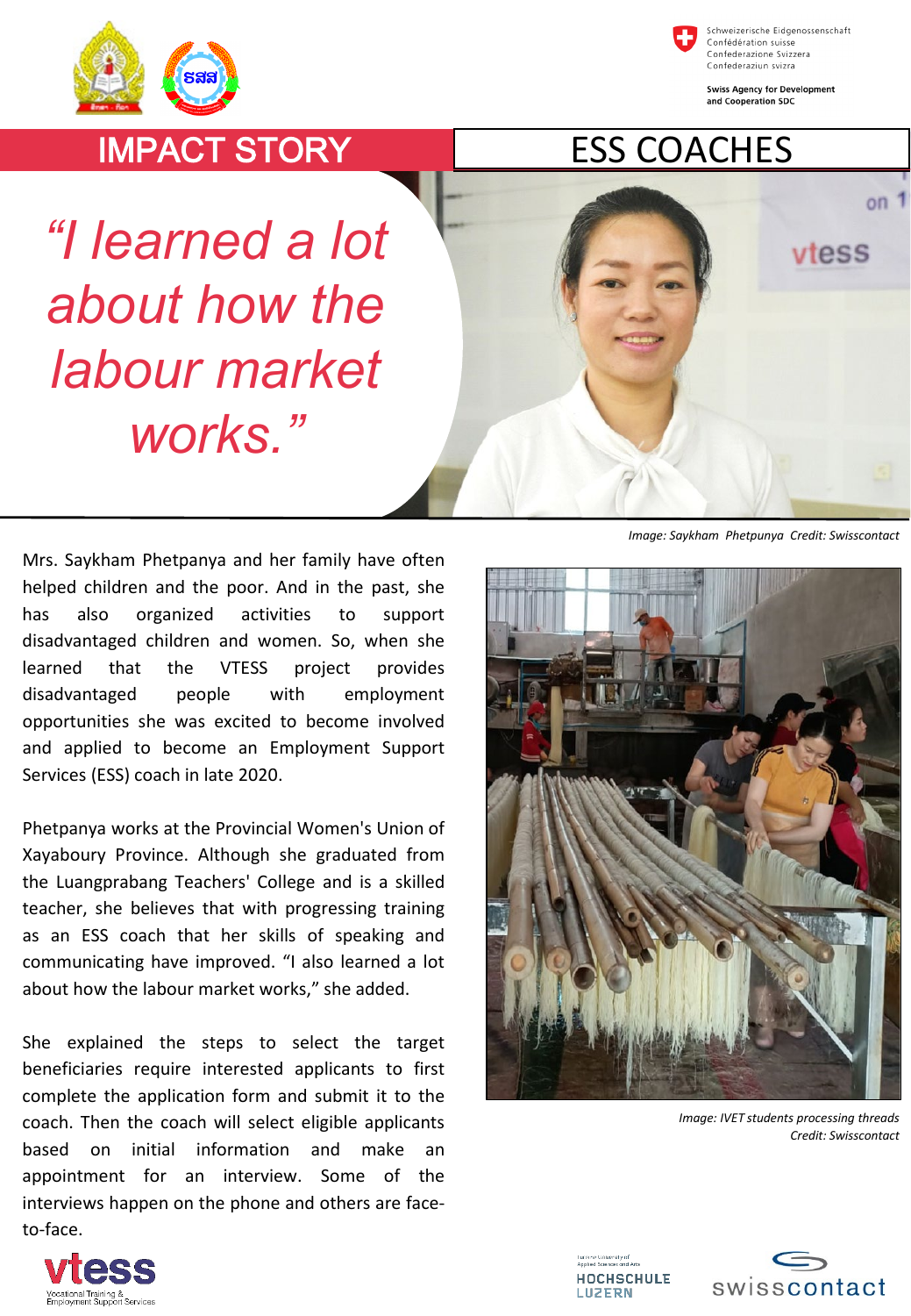# IMPACT STORY

# ESS COACHES

*"I learned a lot about how the labour market works."*

*Image: Saykham Phetpunya Credit: Swisscontact*

Mrs. Saykham Phetpanya and her family have often helped children and the poor. And in the past, she has also organized activities to support disadvantaged children and women. So, when she learned that the VTESS project provides disadvantaged people with employment opportunities she was excited to become involved and applied to become an Employment Support Services (ESS) coach in late 2020.

Phetpanya works at the Provincial Women's Union of Xayaboury Province. Although she graduated from the Luangprabang Teachers' College and is a skilled teacher, she believes that with progressing training as an ESS coach that her skills of speaking and communicating have improved. "I also learned a lot about how the labour market works," she added.

She explained the steps to select the target beneficiaries require interested applicants to first complete the application form and submit it to the coach. Then the coach will select eligible applicants based on initial information and make an appointment for an interview. Some of the interviews happen on the phone and others are face-to-face.

*Image: IVET students processing threads Credit: Swisscontact*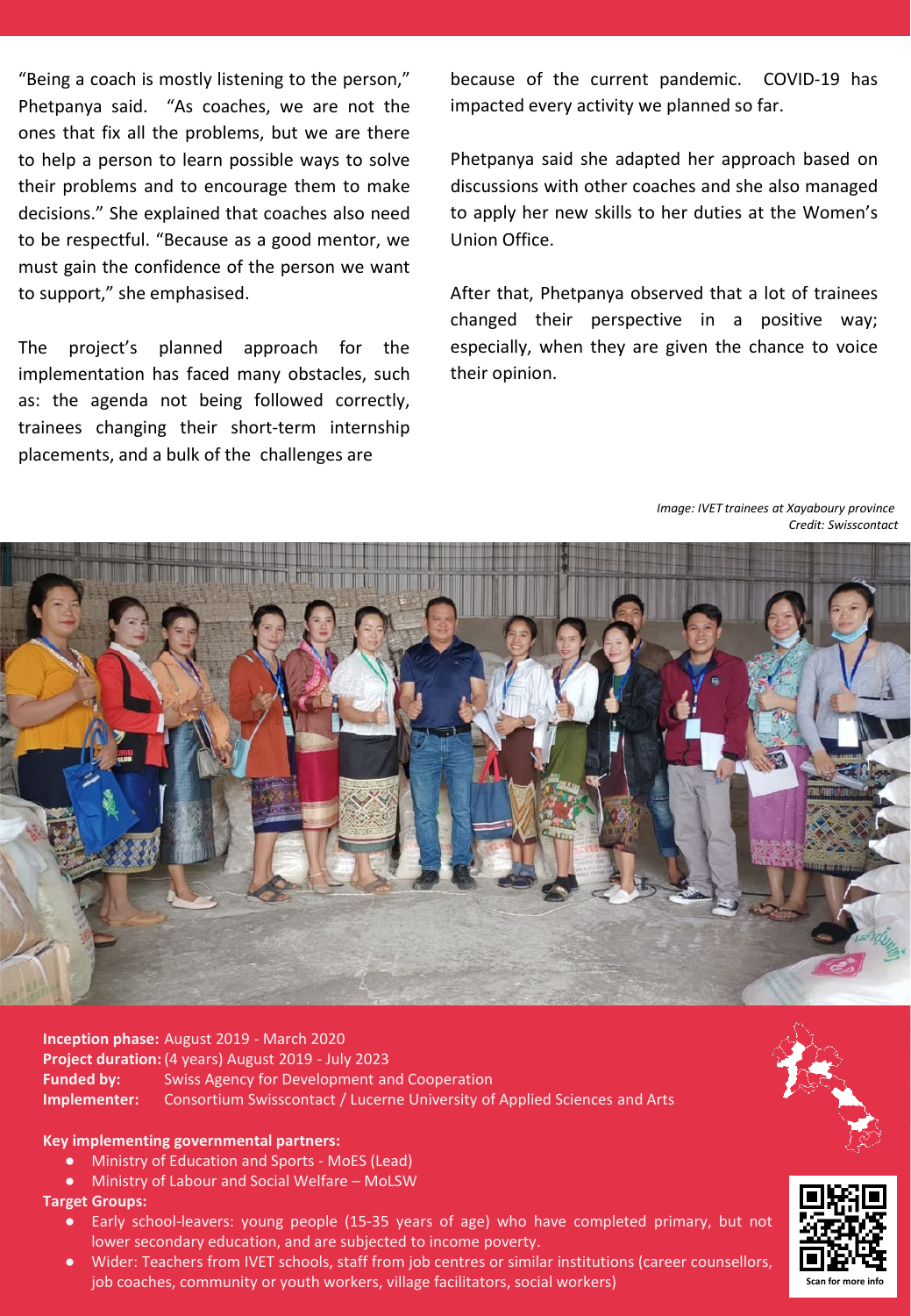"Being a coach is mostly listening to the person," Phetpanya said. "As coaches, we are not the ones that fix all the problems, but we are there to help a person to learn possible ways to solve their problems and to encourage them to make decisions." She explained that coaches also need to be respectful. "Because as a good mentor, we must gain the confidence of the person we want to support," she emphasised.

The project's planned approach for the implementation has faced many obstacles, such as: the agenda not being followed correctly, trainees changing their short-term internship placements, and a bulk of the challenges are because of the current pandemic. COVID-19 has impacted every activity we planned so far.

Phetpanya said she adapted her approach based on discussions with other coaches and she also managed to apply her new skills to her duties at the Women's Union Office.

After that, Phetpanya observed that a lot of trainees changed their perspective in a positive way; especially, when they are given the chance to voice their opinion.

*Image: IVET trainees at Xayaboury province*
*Credit: Swisscontact*

**Inception phase:** August 2019 - March 2020
**Project duration:** (4 years) August 2019 - July 2023
**Funded by:** Swiss Agency for Development and Cooperation
**Implementer:** Consortium Swisscontact / Lucerne University of Applied Sciences and Arts

**Key implementing governmental partners:**

- Ministry of Education and Sports - MoES (Lead)
- Ministry of Labour and Social Welfare – MoLSW

**Target Groups:**

- Early school-leavers: young people (15-35 years of age) who have completed primary, but not lower secondary education, and are subjected to income poverty.
- Wider: Teachers from IVET schools, staff from job centres or similar institutions (career counsellors, job coaches, community or youth workers, village facilitators, social workers)

Scan for more info